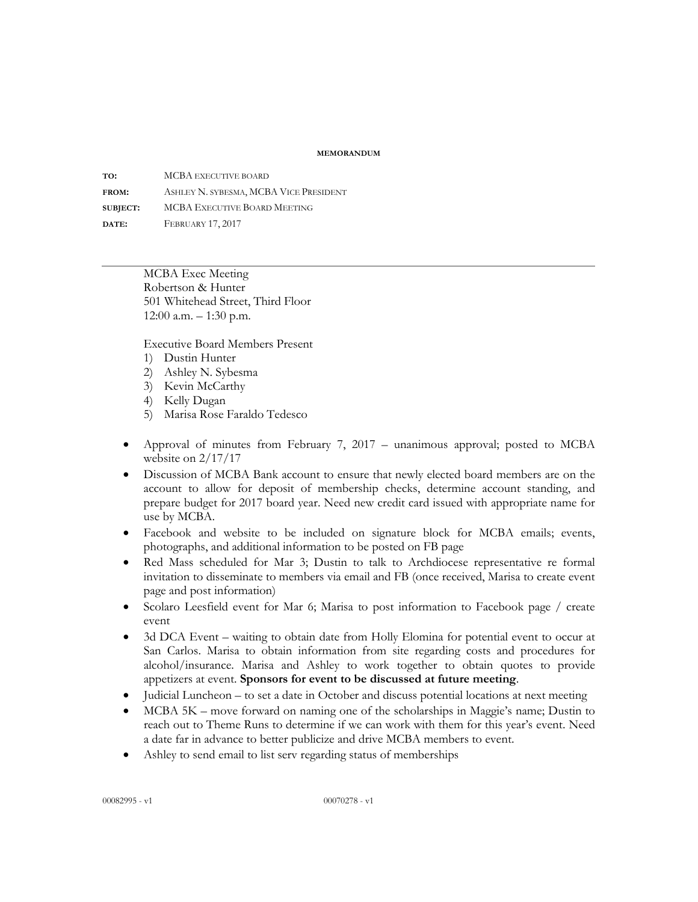**MEMORANDUM**

| | |
|---|---|
| **TO:** | MCBA EXECUTIVE BOARD |
| **FROM:** | ASHLEY N. SYBESMA, MCBA VICE PRESIDENT |
| **SUBJECT:** | MCBA EXECUTIVE BOARD MEETING |
| **DATE:** | FEBRUARY 17, 2017 |

---

MCBA Exec Meeting
Robertson & Hunter
501 Whitehead Street, Third Floor
12:00 a.m. – 1:30 p.m.

Executive Board Members Present

1) Dustin Hunter
2) Ashley N. Sybesma
3) Kevin McCarthy
4) Kelly Dugan
5) Marisa Rose Faraldo Tedesco

- Approval of minutes from February 7, 2017 – unanimous approval; posted to MCBA website on 2/17/17
- Discussion of MCBA Bank account to ensure that newly elected board members are on the account to allow for deposit of membership checks, determine account standing, and prepare budget for 2017 board year. Need new credit card issued with appropriate name for use by MCBA.
- Facebook and website to be included on signature block for MCBA emails; events, photographs, and additional information to be posted on FB page
- Red Mass scheduled for Mar 3; Dustin to talk to Archdiocese representative re formal invitation to disseminate to members via email and FB (once received, Marisa to create event page and post information)
- Scolaro Leesfield event for Mar 6; Marisa to post information to Facebook page / create event
- 3d DCA Event – waiting to obtain date from Holly Elomina for potential event to occur at San Carlos. Marisa to obtain information from site regarding costs and procedures for alcohol/insurance. Marisa and Ashley to work together to obtain quotes to provide appetizers at event. **Sponsors for event to be discussed at future meeting**.
- Judicial Luncheon – to set a date in October and discuss potential locations at next meeting
- MCBA 5K – move forward on naming one of the scholarships in Maggie's name; Dustin to reach out to Theme Runs to determine if we can work with them for this year's event. Need a date far in advance to better publicize and drive MCBA members to event.
- Ashley to send email to list serv regarding status of memberships

00082995 - v1 00070278 - v1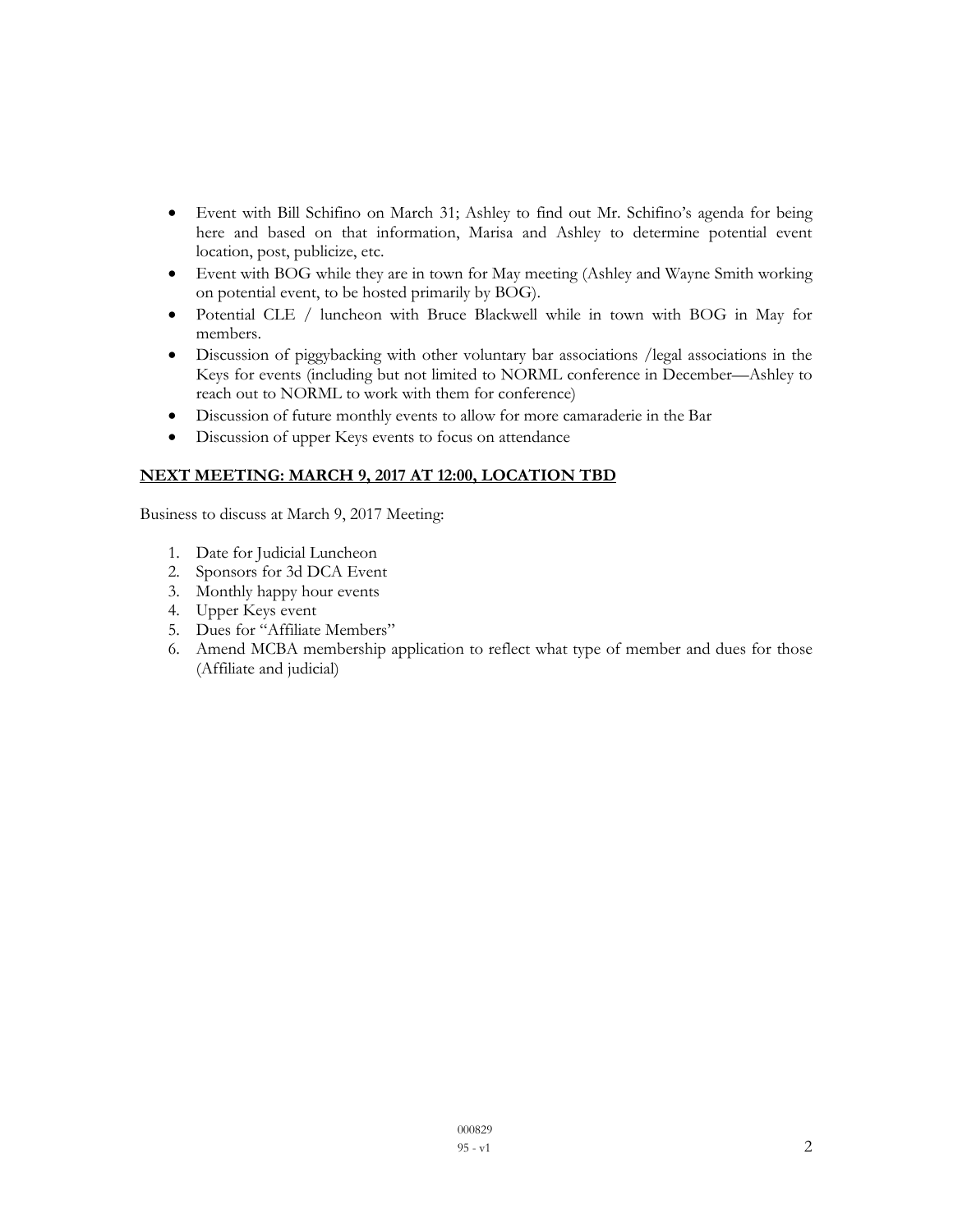- Event with Bill Schifino on March 31; Ashley to find out Mr. Schifino's agenda for being here and based on that information, Marisa and Ashley to determine potential event location, post, publicize, etc.
- Event with BOG while they are in town for May meeting (Ashley and Wayne Smith working on potential event, to be hosted primarily by BOG).
- Potential CLE / luncheon with Bruce Blackwell while in town with BOG in May for members.
- Discussion of piggybacking with other voluntary bar associations /legal associations in the Keys for events (including but not limited to NORML conference in December—Ashley to reach out to NORML to work with them for conference)
- Discussion of future monthly events to allow for more camaraderie in the Bar
- Discussion of upper Keys events to focus on attendance

**NEXT MEETING: MARCH 9, 2017 AT 12:00, LOCATION TBD**

Business to discuss at March 9, 2017 Meeting:

1. Date for Judicial Luncheon
2. Sponsors for 3d DCA Event
3. Monthly happy hour events
4. Upper Keys event
5. Dues for "Affiliate Members"
6. Amend MCBA membership application to reflect what type of member and dues for those (Affiliate and judicial)

000829

95 - v1